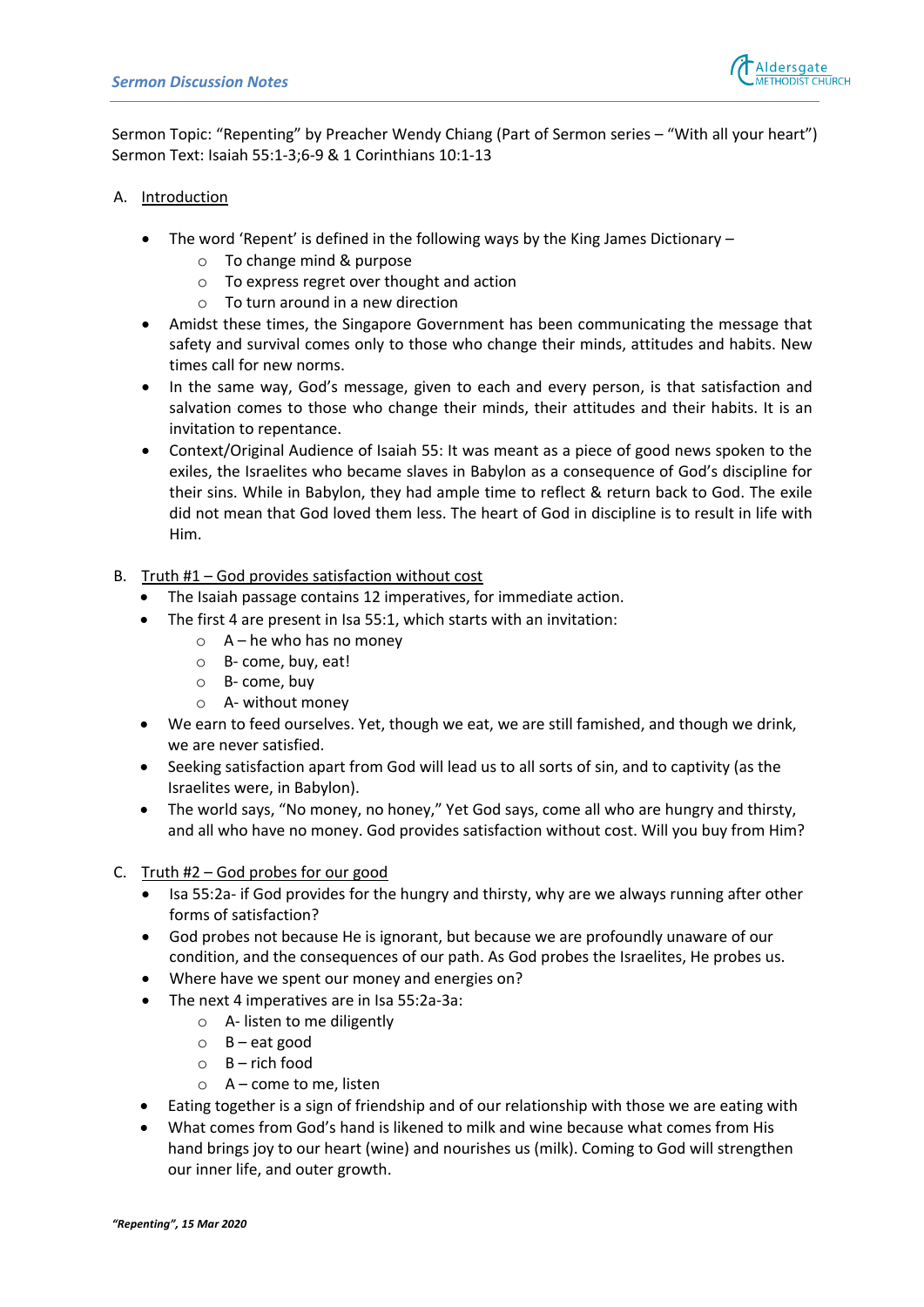Sermon Topic: "Repenting" by Preacher Wendy Chiang (Part of Sermon series – "With all your heart")
Sermon Text: Isaiah 55:1-3;6-9 & 1 Corinthians 10:1-13

A. Introduction

- The word 'Repent' is defined in the following ways by the King James Dictionary –
  - To change mind & purpose
  - To express regret over thought and action
  - To turn around in a new direction
- Amidst these times, the Singapore Government has been communicating the message that safety and survival comes only to those who change their minds, attitudes and habits. New times call for new norms.
- In the same way, God's message, given to each and every person, is that satisfaction and salvation comes to those who change their minds, their attitudes and their habits. It is an invitation to repentance.
- Context/Original Audience of Isaiah 55: It was meant as a piece of good news spoken to the exiles, the Israelites who became slaves in Babylon as a consequence of God's discipline for their sins. While in Babylon, they had ample time to reflect & return back to God. The exile did not mean that God loved them less. The heart of God in discipline is to result in life with Him.

B. Truth #1 – God provides satisfaction without cost

- The Isaiah passage contains 12 imperatives, for immediate action.
- The first 4 are present in Isa 55:1, which starts with an invitation:
  - A – he who has no money
  - B- come, buy, eat!
  - B- come, buy
  - A- without money
- We earn to feed ourselves. Yet, though we eat, we are still famished, and though we drink, we are never satisfied.
- Seeking satisfaction apart from God will lead us to all sorts of sin, and to captivity (as the Israelites were, in Babylon).
- The world says, "No money, no honey," Yet God says, come all who are hungry and thirsty, and all who have no money. God provides satisfaction without cost. Will you buy from Him?

C. Truth #2 – God probes for our good

- Isa 55:2a- if God provides for the hungry and thirsty, why are we always running after other forms of satisfaction?
- God probes not because He is ignorant, but because we are profoundly unaware of our condition, and the consequences of our path. As God probes the Israelites, He probes us.
- Where have we spent our money and energies on?
- The next 4 imperatives are in Isa 55:2a-3a:
  - A- listen to me diligently
  - B – eat good
  - B – rich food
  - A – come to me, listen
- Eating together is a sign of friendship and of our relationship with those we are eating with
- What comes from God's hand is likened to milk and wine because what comes from His hand brings joy to our heart (wine) and nourishes us (milk). Coming to God will strengthen our inner life, and outer growth.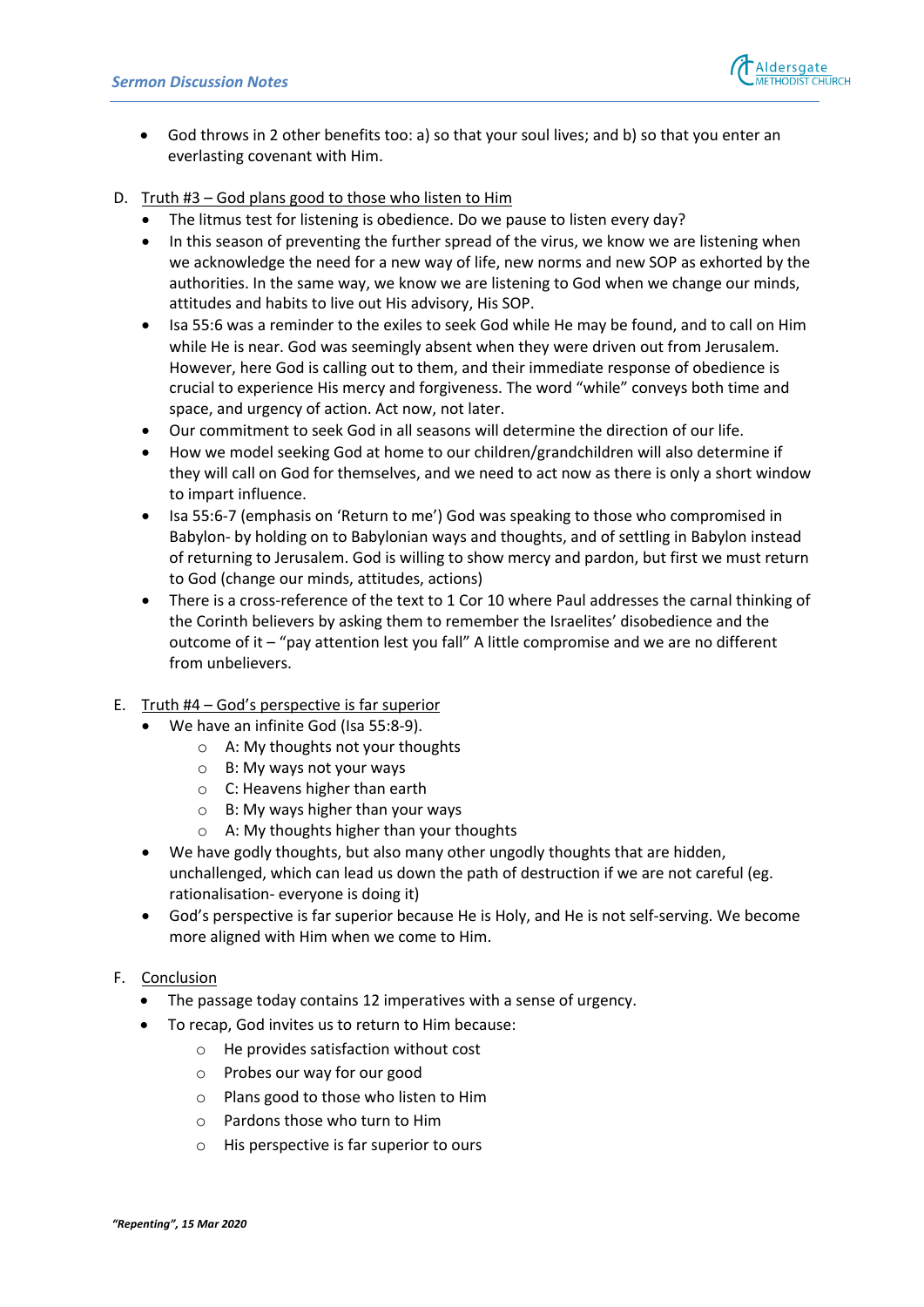- God throws in 2 other benefits too: a) so that your soul lives; and b) so that you enter an everlasting covenant with Him.

D. Truth #3 – God plans good to those who listen to Him

- The litmus test for listening is obedience. Do we pause to listen every day?
- In this season of preventing the further spread of the virus, we know we are listening when we acknowledge the need for a new way of life, new norms and new SOP as exhorted by the authorities. In the same way, we know we are listening to God when we change our minds, attitudes and habits to live out His advisory, His SOP.
- Isa 55:6 was a reminder to the exiles to seek God while He may be found, and to call on Him while He is near. God was seemingly absent when they were driven out from Jerusalem. However, here God is calling out to them, and their immediate response of obedience is crucial to experience His mercy and forgiveness. The word "while" conveys both time and space, and urgency of action. Act now, not later.
- Our commitment to seek God in all seasons will determine the direction of our life.
- How we model seeking God at home to our children/grandchildren will also determine if they will call on God for themselves, and we need to act now as there is only a short window to impart influence.
- Isa 55:6-7 (emphasis on 'Return to me') God was speaking to those who compromised in Babylon- by holding on to Babylonian ways and thoughts, and of settling in Babylon instead of returning to Jerusalem. God is willing to show mercy and pardon, but first we must return to God (change our minds, attitudes, actions)
- There is a cross-reference of the text to 1 Cor 10 where Paul addresses the carnal thinking of the Corinth believers by asking them to remember the Israelites' disobedience and the outcome of it – "pay attention lest you fall" A little compromise and we are no different from unbelievers.

E. Truth #4 – God's perspective is far superior

- We have an infinite God (Isa 55:8-9).
  - A: My thoughts not your thoughts
  - B: My ways not your ways
  - C: Heavens higher than earth
  - B: My ways higher than your ways
  - A: My thoughts higher than your thoughts
- We have godly thoughts, but also many other ungodly thoughts that are hidden, unchallenged, which can lead us down the path of destruction if we are not careful (eg. rationalisation- everyone is doing it)
- God's perspective is far superior because He is Holy, and He is not self-serving. We become more aligned with Him when we come to Him.

F. Conclusion

- The passage today contains 12 imperatives with a sense of urgency.
- To recap, God invites us to return to Him because:
  - He provides satisfaction without cost
  - Probes our way for our good
  - Plans good to those who listen to Him
  - Pardons those who turn to Him
  - His perspective is far superior to ours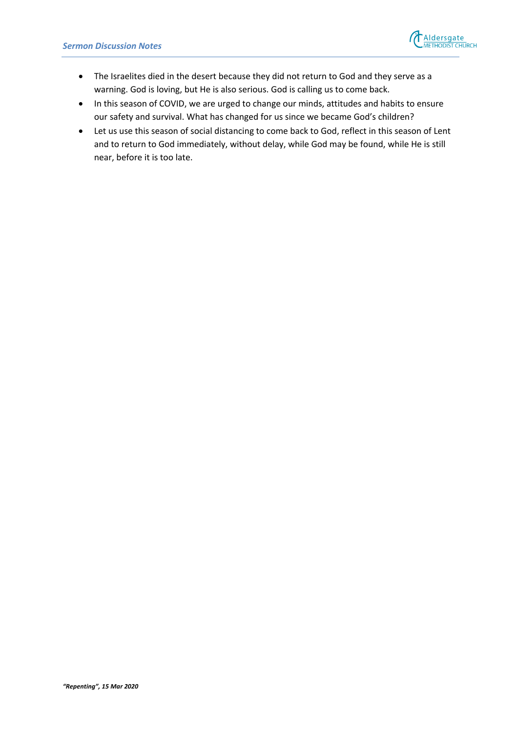- The Israelites died in the desert because they did not return to God and they serve as a warning. God is loving, but He is also serious. God is calling us to come back.
- In this season of COVID, we are urged to change our minds, attitudes and habits to ensure our safety and survival. What has changed for us since we became God's children?
- Let us use this season of social distancing to come back to God, reflect in this season of Lent and to return to God immediately, without delay, while God may be found, while He is still near, before it is too late.